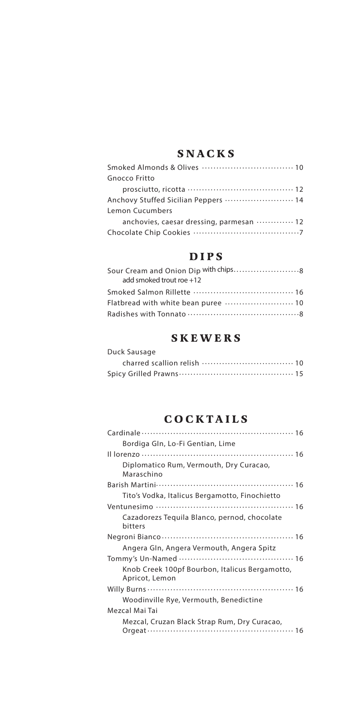## SNACKS

Smoked Almonds & Olives ········ 10

Gnocco Fritto
  prosciutto, ricotta ········ 12

Anchovy Stuffed Sicilian Peppers ········ 14

Lemon Cucumbers
  anchovies, caesar dressing, parmesan ········ 12

Chocolate Chip Cookies ········ 7

## DIPS

Sour Cream and Onion Dip with chips ········ 8
  add smoked trout roe +12

Smoked Salmon Rillette ········ 16

Flatbread with white bean puree ········ 10

Radishes with Tonnato ········ 8

## SKEWERS

Duck Sausage
  charred scallion relish ········ 10

Spicy Grilled Prawns ········ 15

## COCKTAILS

Cardinale ········ 16
  Bordiga GIn, Lo-Fi Gentian, Lime

Il lorenzo ········ 16
  Diplomatico Rum, Vermouth, Dry Curacao, Maraschino

Barish Martini ········ 16
  Tito's Vodka, Italicus Bergamotto, Finochietto

Ventunesimo ········ 16
  Cazadorezs Tequila Blanco, pernod, chocolate bitters

Negroni Bianco ········ 16
  Angera GIn, Angera Vermouth, Angera Spitz

Tommy's Un-Named ········ 16
  Knob Creek 100pf Bourbon, Italicus Bergamotto, Apricot, Lemon

Willy Burns ········ 16
  Woodinville Rye, Vermouth, Benedictine

Mezcal Mai Tai
  Mezcal, Cruzan Black Strap Rum, Dry Curacao, Orgeat ········ 16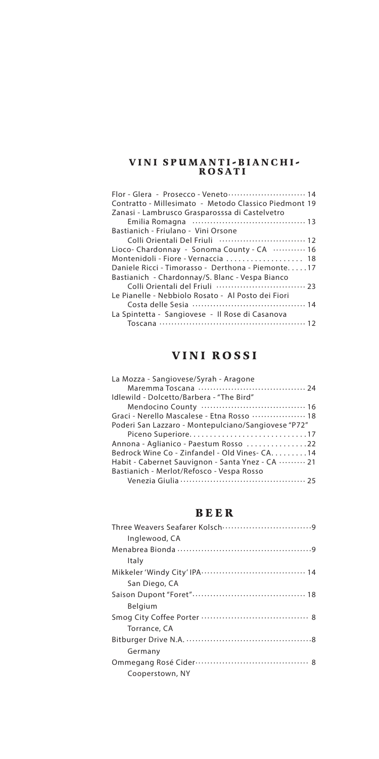## VINI SPUMANTI-BIANCHI-ROSATI

Flor - Glera - Prosecco - Veneto ........ 14

Contratto - Millesimato - Metodo Classico Piedmont 19

Zanasi - Lambrusco Grasparosssa di Castelvetro
Emilia Romagna ........ 13

Bastianich - Friulano - Vini Orsone
Colli Orientali Del Friuli ........ 12

Lioco- Chardonnay - Sonoma County - CA ........ 16

Montenidoli - Fiore - Vernaccia ........ 18

Daniele Ricci - Timorasso - Derthona - Piemonte. . . . .17

Bastianich - Chardonnay/S. Blanc - Vespa Bianco
Colli Orientali del Friuli ........ 23

Le Pianelle - Nebbiolo Rosato - Al Posto dei Fiori
Costa delle Sesia ........ 14

La Spintetta - Sangiovese - Il Rose di Casanova
Toscana ........ 12

## VINI ROSSI

La Mozza - Sangiovese/Syrah - Aragone
Maremma Toscana ........ 24

Idlewild - Dolcetto/Barbera - "The Bird"
Mendocino County ........ 16

Graci - Nerello Mascalese - Etna Rosso ........ 18

Poderi San Lazzaro - Montepulciano/Sangiovese "P72"
Piceno Superiore. . . . . . . . . . . . . . . . . . . . . . . . . . . .17

Annona - Aglianico - Paestum Rosso ........22

Bedrock Wine Co - Zinfandel - Old Vines- CA. . . . . . . . .14

Habit - Cabernet Sauvignon - Santa Ynez - CA ........ 21

Bastianich - Merlot/Refosco - Vespa Rosso
Venezia Giulia ........ 25

## BEER

Three Weavers Seafarer Kolsch ........9
Inglewood, CA

Menabrea Bionda ........9
Italy

Mikkeler 'Windy City' IPA ........ 14
San Diego, CA

Saison Dupont "Foret" ........ 18
Belgium

Smog City Coffee Porter ........ 8
Torrance, CA

Bitburger Drive N.A. ........8
Germany

Ommegang Rosé Cider ........ 8
Cooperstown, NY